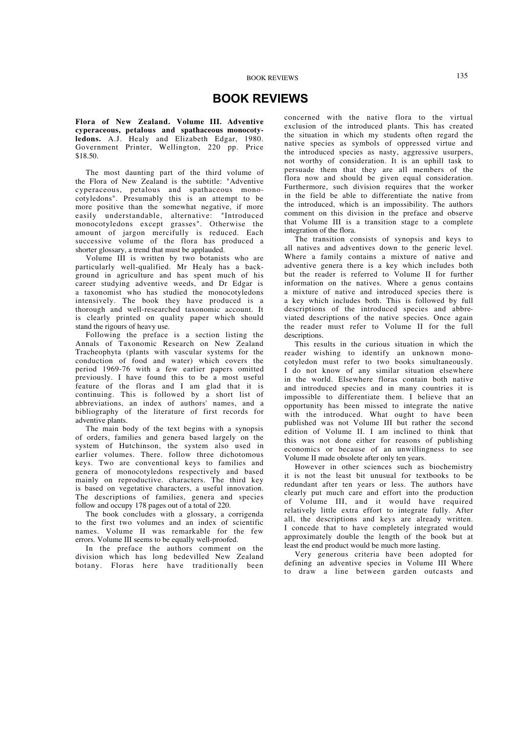# BOOK REVIEWS

**Flora of New Zealand. Volume III. Adventive cyperaceous, petalous and spathaceous monocotyledons.** A.J. Healy and Elizabeth Edgar, 1980. Government Printer, Wellington, 220 pp. Price $18.50.

The most daunting part of the third volume of the Flora of New Zealand is the subtitle: "Adventive cyperaceous, petalous and spathaceous monocotyledons". Presumably this is an attempt to be more positive than the somewhat negative, if more easily understandable, alternative: "Introduced monocotyledons except grasses". Otherwise the amount of jargon mercifully is reduced. Each successive volume of the flora has produced a shorter glossary, a trend that must be applauded.

Volume III is written by two botanists who are particularly well-qualified. Mr Healy has a background in agriculture and has spent much of his career studying adventive weeds, and Dr Edgar is a taxonomist who has studied the monocotyledons intensively. The book they have produced is a thorough and well-researched taxonomic account. It is clearly printed on quality paper which should stand the rigours of heavy use.

Following the preface is a section listing the Annals of Taxonomic Research on New Zealand Tracheophyta (plants with vascular systems for the conduction of food and water) which covers the period 1969-76 with a few earlier papers omitted previously. I have found this to be a most useful feature of the floras and I am glad that it is continuing. This is followed by a short list of abbreviations, an index of authors' names, and a bibliography of the literature of first records for adventive plants.

The main body of the text begins with a synopsis of orders, families and genera based largely on the system of Hutchinson, the system also used in earlier volumes. There. follow three dichotomous keys. Two are conventional keys to families and genera of monocotyledons respectively and based mainly on reproductive. characters. The third key is based on vegetative characters, a useful innovation. The descriptions of families, genera and species follow and occupy 178 pages out of a total of 220.

The book concludes with a glossary, a corrigenda to the first two volumes and an index of scientific names. Volume II was remarkable for the few errors. Volume III seems to be equally well-proofed.

In the preface the authors comment on the division which has long bedevilled New Zealand botany. Floras here have traditionally been concerned with the native flora to the virtual exclusion of the introduced plants. This has created the situation in which my students often regard the native species as symbols of oppressed virtue and the introduced species as nasty, aggressive usurpers, not worthy of consideration. It is an uphill task to persuade them that they are all members of the flora now and should be given equal consideration. Furthermore, such division requires that the worker in the field be able to differentiate the native from the introduced, which is an impossibility. The authors comment on this division in the preface and observe that Volume III is a transition stage to a complete integration of the flora.

The transition consists of synopsis and keys to all natives and adventives down to the generic level. Where a family contains a mixture of native and adventive genera there is a key which includes both but the reader is referred to Volume II for further information on the natives. Where a genus contains a mixture of native and introduced species there is a key which includes both. This is followed by full descriptions of the introduced species and abbreviated descriptions of the native species. Once again the reader must refer to Volume II for the full descriptions.

This results in the curious situation in which the reader wishing to identify an unknown monocotyledon must refer to two books simultaneously. I do not know of any similar situation elsewhere in the world. Elsewhere floras contain both native and introduced species and in many countries it is impossible to differentiate them. I believe that an opportunity has been missed to integrate the native with the introduced. What ought to have been published was not Volume III but rather the second edition of Volume II. I am inclined to think that this was not done either for reasons of publishing economics or because of an unwillingness to see Volume II made obsolete after only ten years.

However in other sciences such as biochemistry it is not the least bit unusual for textbooks to be redundant after ten years or less. The authors have clearly put much care and effort into the production of Volume III, and it would have required relatively little extra effort to integrate fully. After all, the descriptions and keys are already written. I concede that to have completely integrated would approximately double the length of the book but at least the end product would be much more lasting.

Very generous criteria have been adopted for defining an adventive species in Volume III Where to draw a line between garden outcasts and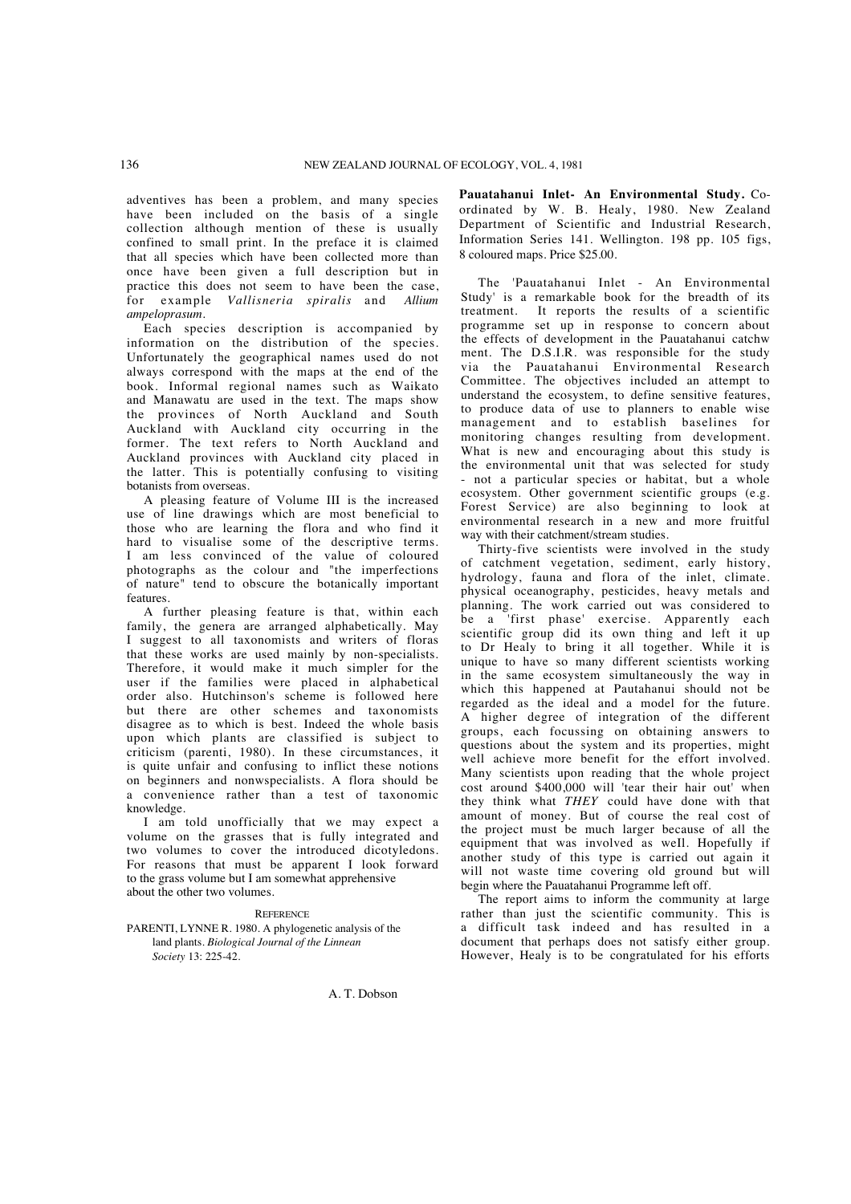adventives has been a problem, and many species have been included on the basis of a single collection although mention of these is usually confined to small print. In the preface it is claimed that all species which have been collected more than once have been given a full description but in practice this does not seem to have been the case, for example *Vallisneria spiralis* and *Allium ampeloprasum*.

Each species description is accompanied by information on the distribution of the species. Unfortunately the geographical names used do not always correspond with the maps at the end of the book. Informal regional names such as Waikato and Manawatu are used in the text. The maps show the provinces of North Auckland and South Auckland with Auckland city occurring in the former. The text refers to North Auckland and Auckland provinces with Auckland city placed in the latter. This is potentially confusing to visiting botanists from overseas.

A pleasing feature of Volume III is the increased use of line drawings which are most beneficial to those who are learning the flora and who find it hard to visualise some of the descriptive terms. I am less convinced of the value of coloured photographs as the colour and "the imperfections of nature" tend to obscure the botanically important features.

A further pleasing feature is that, within each family, the genera are arranged alphabetically. May I suggest to all taxonomists and writers of floras that these works are used mainly by non-specialists. Therefore, it would make it much simpler for the user if the families were placed in alphabetical order also. Hutchinson's scheme is followed here but there are other schemes and taxonomists disagree as to which is best. Indeed the whole basis upon which plants are classified is subject to criticism (parenti, 1980). In these circumstances, it is quite unfair and confusing to inflict these notions on beginners and nonwspecialists. A flora should be a convenience rather than a test of taxonomic knowledge.

I am told unofficially that we may expect a volume on the grasses that is fully integrated and two volumes to cover the introduced dicotyledons. For reasons that must be apparent I look forward to the grass volume but I am somewhat apprehensive about the other two volumes.

REFERENCE

PARENTI, LYNNE R. 1980. A phylogenetic analysis of the land plants. *Biological Journal of the Linnean Society* 13: 225-42.

A. T. Dobson

**Pauatahanui Inlet- An Environmental Study.** Co-ordinated by W. B. Healy, 1980. New Zealand Department of Scientific and Industrial Research, Information Series 141. Wellington. 198 pp. 105 figs, 8 coloured maps. Price $25.00.

The 'Pauatahanui Inlet - An Environmental Study' is a remarkable book for the breadth of its treatment. It reports the results of a scientific programme set up in response to concern about the effects of development in the Pauatahanui catchw ment. The D.S.I.R. was responsible for the study via the Pauatahanui Environmental Research Committee. The objectives included an attempt to understand the ecosystem, to define sensitive features, to produce data of use to planners to enable wise management and to establish baselines for monitoring changes resulting from development. What is new and encouraging about this study is the environmental unit that was selected for study - not a particular species or habitat, but a whole ecosystem. Other government scientific groups (e.g. Forest Service) are also beginning to look at environmental research in a new and more fruitful way with their catchment/stream studies.

Thirty-five scientists were involved in the study of catchment vegetation, sediment, early history, hydrology, fauna and flora of the inlet, climate. physical oceanography, pesticides, heavy metals and planning. The work carried out was considered to be a 'first phase' exercise. Apparently each scientific group did its own thing and left it up to Dr Healy to bring it all together. While it is unique to have so many different scientists working in the same ecosystem simultaneously the way in which this happened at Pautahanui should not be regarded as the ideal and a model for the future. A higher degree of integration of the different groups, each focussing on obtaining answers to questions about the system and its properties, might well achieve more benefit for the effort involved. Many scientists upon reading that the whole project cost around $400,000 will 'tear their hair out' when they think what *THEY* could have done with that amount of money. But of course the real cost of the project must be much larger because of all the equipment that was involved as weIl. Hopefully if another study of this type is carried out again it will not waste time covering old ground but will begin where the Pauatahanui Programme left off.

The report aims to inform the community at large rather than just the scientific community. This is a difficult task indeed and has resulted in a document that perhaps does not satisfy either group. However, Healy is to be congratulated for his efforts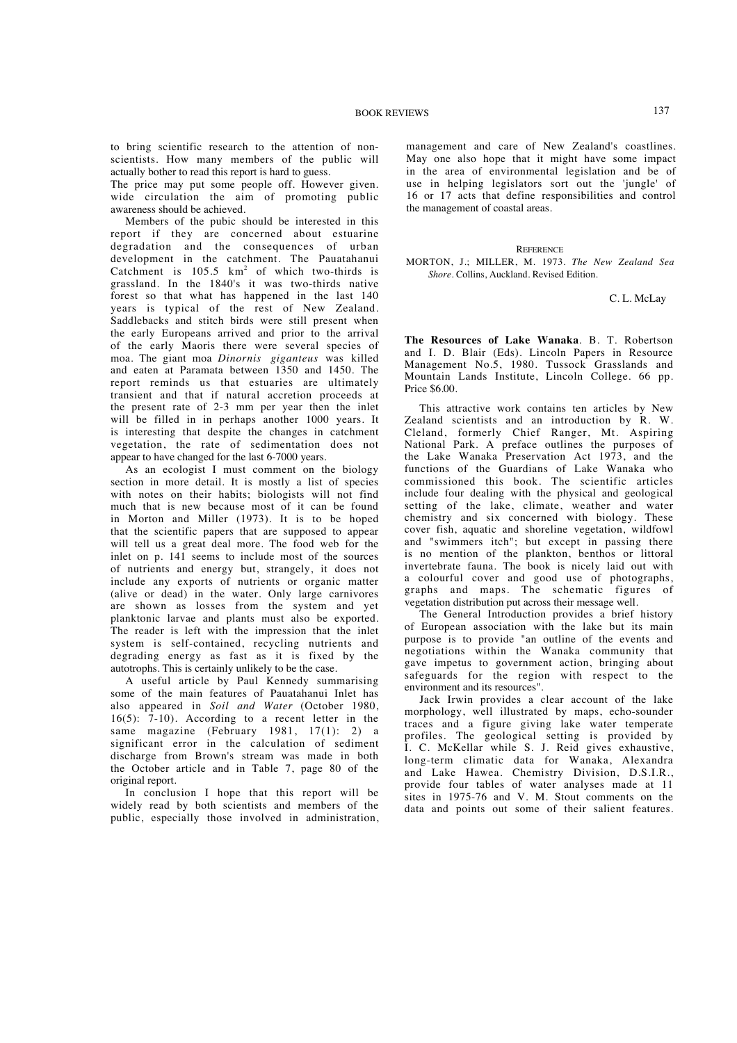to bring scientific research to the attention of non-scientists. How many members of the public will actually bother to read this report is hard to guess.

The price may put some people off. However given. wide circulation the aim of promoting public awareness should be achieved.

Members of the pubic should be interested in this report if they are concerned about estuarine degradation and the consequences of urban development in the catchment. The Pauatahanui Catchment is 105.5 $km^2$ of which two-thirds is grassland. In the 1840's it was two-thirds native forest so that what has happened in the last 140 years is typical of the rest of New Zealand. Saddlebacks and stitch birds were still present when the early Europeans arrived and prior to the arrival of the early Maoris there were several species of moa. The giant moa *Dinornis giganteus* was killed and eaten at Paramata between 1350 and 1450. The report reminds us that estuaries are ultimately transient and that if natural accretion proceeds at the present rate of 2-3 mm per year then the inlet will be filled in in perhaps another 1000 years. It is interesting that despite the changes in catchment vegetation, the rate of sedimentation does not appear to have changed for the last 6-7000 years.

As an ecologist I must comment on the biology section in more detail. It is mostly a list of species with notes on their habits; biologists will not find much that is new because most of it can be found in Morton and Miller (1973). It is to be hoped that the scientific papers that are supposed to appear will tell us a great deal more. The food web for the inlet on p. 141 seems to include most of the sources of nutrients and energy but, strangely, it does not include any exports of nutrients or organic matter (alive or dead) in the water. Only large carnivores are shown as losses from the system and yet planktonic larvae and plants must also be exported. The reader is left with the impression that the inlet system is self-contained, recycling nutrients and degrading energy as fast as it is fixed by the autotrophs. This is certainly unlikely to be the case.

A useful article by Paul Kennedy summarising some of the main features of Pauatahanui Inlet has also appeared in *Soil and Water* (October 1980, 16(5): 7-10). According to a recent letter in the same magazine (February 1981, 17(1): 2) a significant error in the calculation of sediment discharge from Brown's stream was made in both the October article and in Table 7, page 80 of the original report.

In conclusion I hope that this report will be widely read by both scientists and members of the public, especially those involved in administration, management and care of New Zealand's coastlines. May one also hope that it might have some impact in the area of environmental legislation and be of use in helping legislators sort out the 'jungle' of 16 or 17 acts that define responsibilities and control the management of coastal areas.

REFERENCE

MORTON, J.; MILLER, M. 1973. *The New Zealand Sea Shore*. Collins, Auckland. Revised Edition.

C. L. McLay

**The Resources of Lake Wanaka**. B. T. Robertson and I. D. Blair (Eds). Lincoln Papers in Resource Management No.5, 1980. Tussock Grasslands and Mountain Lands Institute, Lincoln College. 66 pp. Price $6.00.

This attractive work contains ten articles by New Zealand scientists and an introduction by R. W. Cleland, formerly Chief Ranger, Mt. Aspiring National Park. A preface outlines the purposes of the Lake Wanaka Preservation Act 1973, and the functions of the Guardians of Lake Wanaka who commissioned this book. The scientific articles include four dealing with the physical and geological setting of the lake, climate, weather and water chemistry and six concerned with biology. These cover fish, aquatic and shoreline vegetation, wildfowl and "swimmers itch"; but except in passing there is no mention of the plankton, benthos or littoral invertebrate fauna. The book is nicely laid out with a colourful cover and good use of photographs, graphs and maps. The schematic figures of vegetation distribution put across their message well.

The General Introduction provides a brief history of European association with the lake but its main purpose is to provide "an outline of the events and negotiations within the Wanaka community that gave impetus to government action, bringing about safeguards for the region with respect to the environment and its resources".

Jack Irwin provides a clear account of the lake morphology, well illustrated by maps, echo-sounder traces and a figure giving lake water temperate profiles. The geological setting is provided by I. C. McKellar while S. J. Reid gives exhaustive, long-term climatic data for Wanaka, Alexandra and Lake Hawea. Chemistry Division, D.S.I.R., provide four tables of water analyses made at 11 sites in 1975-76 and V. M. Stout comments on the data and points out some of their salient features.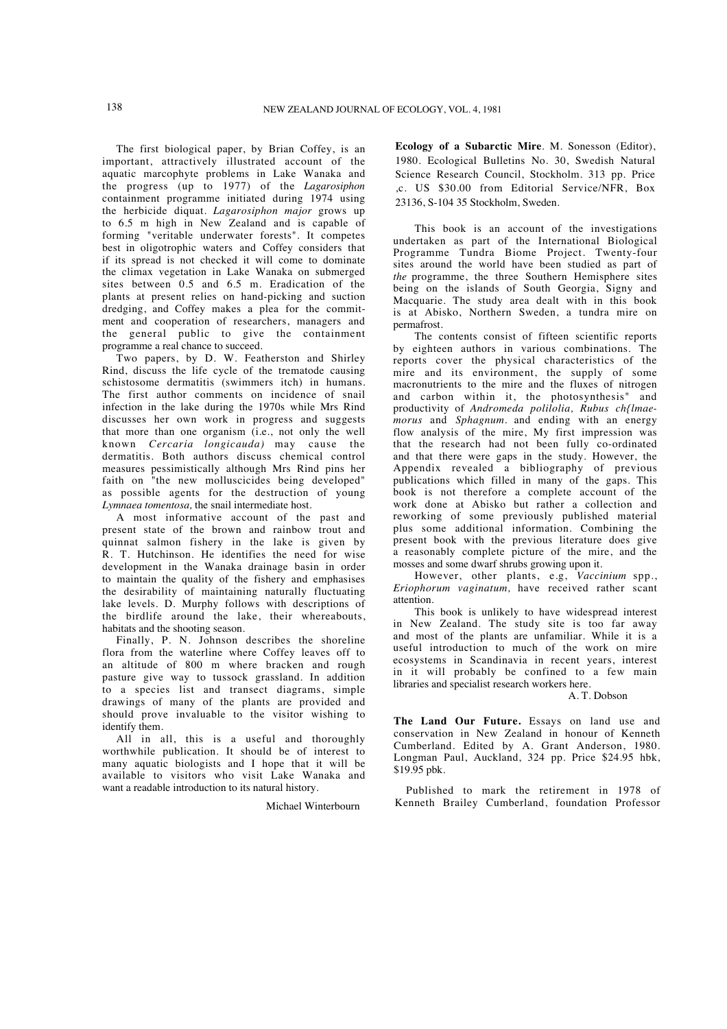The first biological paper, by Brian Coffey, is an important, attractively illustrated account of the aquatic marcophyte problems in Lake Wanaka and the progress (up to 1977) of the *Lagarosiphon* containment programme initiated during 1974 using the herbicide diquat. *Lagarosiphon major* grows up to 6.5 m high in New Zealand and is capable of forming "veritable underwater forests". It competes best in oligotrophic waters and Coffey considers that if its spread is not checked it will come to dominate the climax vegetation in Lake Wanaka on submerged sites between 0.5 and 6.5 m. Eradication of the plants at present relies on hand-picking and suction dredging, and Coffey makes a plea for the commitment and cooperation of researchers, managers and the general public to give the containment programme a real chance to succeed.

Two papers, by D. W. Featherston and Shirley Rind, discuss the life cycle of the trematode causing schistosome dermatitis (swimmers itch) in humans. The first author comments on incidence of snail infection in the lake during the 1970s while Mrs Rind discusses her own work in progress and suggests that more than one organism (i.e., not only the well known *Cercaria longicauda)* may cause the dermatitis. Both authors discuss chemical control measures pessimistically although Mrs Rind pins her faith on "the new molluscicides being developed" as possible agents for the destruction of young *Lymnaea tomentosa,* the snail intermediate host.

A most informative account of the past and present state of the brown and rainbow trout and quinnat salmon fishery in the lake is given by R. T. Hutchinson. He identifies the need for wise development in the Wanaka drainage basin in order to maintain the quality of the fishery and emphasises the desirability of maintaining naturally fluctuating lake levels. D. Murphy follows with descriptions of the birdlife around the lake, their whereabouts, habitats and the shooting season.

Finally, P. N. Johnson describes the shoreline flora from the waterline where Coffey leaves off to an altitude of 800 m where bracken and rough pasture give way to tussock grassland. In addition to a species list and transect diagrams, simple drawings of many of the plants are provided and should prove invaluable to the visitor wishing to identify them.

All in all, this is a useful and thoroughly worthwhile publication. It should be of interest to many aquatic biologists and I hope that it will be available to visitors who visit Lake Wanaka and want a readable introduction to its natural history.

Michael Winterbourn

**Ecology of a Subarctic Mire**. M. Sonesson (Editor), 1980. Ecological Bulletins No. 30, Swedish Natural Science Research Council, Stockholm. 313 pp. Price ,c. US $30.00 from Editorial Service/NFR, Box 23136, S-104 35 Stockholm, Sweden.

This book is an account of the investigations undertaken as part of the International Biological Programme Tundra Biome Project. Twenty-four sites around the world have been studied as part of *the* programme, the three Southern Hemisphere sites being on the islands of South Georgia, Signy and Macquarie. The study area dealt with in this book is at Abisko, Northern Sweden, a tundra mire on permafrost.

The contents consist of fifteen scientific reports by eighteen authors in various combinations. The reports cover the physical characteristics of the mire and its environment, the supply of some macronutrients to the mire and the fluxes of nitrogen and carbon within it, the photosynthesis" and productivity of *Andromeda polilolia, Rubus ch{lmaemorus* and *Sphagnum.* and ending with an energy flow analysis of the mire, My first impression was that the research had not been fully co-ordinated and that there were gaps in the study. However, the Appendix revealed a bibliography of previous publications which filled in many of the gaps. This book is not therefore a complete account of the work done at Abisko but rather a collection and reworking of some previously published material plus some additional information. Combining the present book with the previous literature does give a reasonably complete picture of the mire, and the mosses and some dwarf shrubs growing upon it.

However, other plants, e.g, *Vaccinium* spp., *Eriophorum vaginatum,* have received rather scant attention.

This book is unlikely to have widespread interest in New Zealand. The study site is too far away and most of the plants are unfamiliar. While it is a useful introduction to much of the work on mire ecosystems in Scandinavia in recent years, interest in it will probably be confined to a few main libraries and specialist research workers here.

A. T. Dobson

**The Land Our Future.** Essays on land use and conservation in New Zealand in honour of Kenneth Cumberland. Edited by A. Grant Anderson, 1980. Longman Paul, Auckland, 324 pp. Price $24.95 hbk, $19.95 pbk.

Published to mark the retirement in 1978 of Kenneth Brailey Cumberland, foundation Professor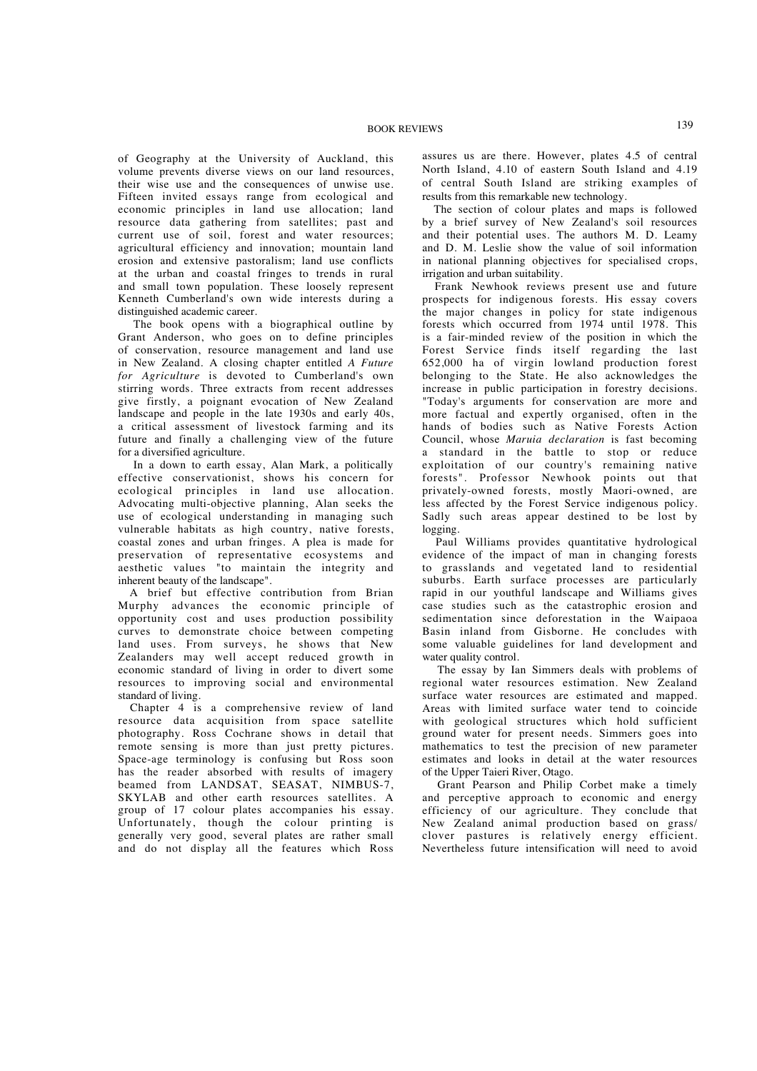of Geography at the University of Auckland, this volume prevents diverse views on our land resources, their wise use and the consequences of unwise use. Fifteen invited essays range from ecological and economic principles in land use allocation; land resource data gathering from satellites; past and current use of soil, forest and water resources; agricultural efficiency and innovation; mountain land erosion and extensive pastoralism; land use conflicts at the urban and coastal fringes to trends in rural and small town population. These loosely represent Kenneth Cumberland's own wide interests during a distinguished academic career.

The book opens with a biographical outline by Grant Anderson, who goes on to define principles of conservation, resource management and land use in New Zealand. A closing chapter entitled *A Future for Agriculture* is devoted to Cumberland's own stirring words. Three extracts from recent addresses give firstly, a poignant evocation of New Zealand landscape and people in the late 1930s and early 40s, a critical assessment of livestock farming and its future and finally a challenging view of the future for a diversified agriculture.

In a down to earth essay, Alan Mark, a politically effective conservationist, shows his concern for ecological principles in land use allocation. Advocating multi-objective planning, Alan seeks the use of ecological understanding in managing such vulnerable habitats as high country, native forests, coastal zones and urban fringes. A plea is made for preservation of representative ecosystems and aesthetic values "to maintain the integrity and inherent beauty of the landscape".

A brief but effective contribution from Brian Murphy advances the economic principle of opportunity cost and uses production possibility curves to demonstrate choice between competing land uses. From surveys, he shows that New Zealanders may well accept reduced growth in economic standard of living in order to divert some resources to improving social and environmental standard of living.

Chapter 4 is a comprehensive review of land resource data acquisition from space satellite photography. Ross Cochrane shows in detail that remote sensing is more than just pretty pictures. Space-age terminology is confusing but Ross soon has the reader absorbed with results of imagery beamed from LANDSAT, SEASAT, NIMBUS-7, SKYLAB and other earth resources satellites. A group of 17 colour plates accompanies his essay. Unfortunately, though the colour printing is generally very good, several plates are rather small and do not display all the features which Ross assures us are there. However, plates 4.5 of central North Island, 4.10 of eastern South Island and 4.19 of central South Island are striking examples of results from this remarkable new technology.

The section of colour plates and maps is followed by a brief survey of New Zealand's soil resources and their potential uses. The authors M. D. Leamy and D. M. Leslie show the value of soil information in national planning objectives for specialised crops, irrigation and urban suitability.

Frank Newhook reviews present use and future prospects for indigenous forests. His essay covers the major changes in policy for state indigenous forests which occurred from 1974 until 1978. This is a fair-minded review of the position in which the Forest Service finds itself regarding the last 652,000 ha of virgin lowland production forest belonging to the State. He also acknowledges the increase in public participation in forestry decisions. "Today's arguments for conservation are more and more factual and expertly organised, often in the hands of bodies such as Native Forests Action Council, whose *Maruia declaration* is fast becoming a standard in the battle to stop or reduce exploitation of our country's remaining native forests". Professor Newhook points out that privately-owned forests, mostly Maori-owned, are less affected by the Forest Service indigenous policy. Sadly such areas appear destined to be lost by logging.

Paul Williams provides quantitative hydrological evidence of the impact of man in changing forests to grasslands and vegetated land to residential suburbs. Earth surface processes are particularly rapid in our youthful landscape and Williams gives case studies such as the catastrophic erosion and sedimentation since deforestation in the Waipaoa Basin inland from Gisborne. He concludes with some valuable guidelines for land development and water quality control.

The essay by Ian Simmers deals with problems of regional water resources estimation. New Zealand surface water resources are estimated and mapped. Areas with limited surface water tend to coincide with geological structures which hold sufficient ground water for present needs. Simmers goes into mathematics to test the precision of new parameter estimates and looks in detail at the water resources of the Upper Taieri River, Otago.

Grant Pearson and Philip Corbet make a timely and perceptive approach to economic and energy efficiency of our agriculture. They conclude that New Zealand animal production based on grass/clover pastures is relatively energy efficient. Nevertheless future intensification will need to avoid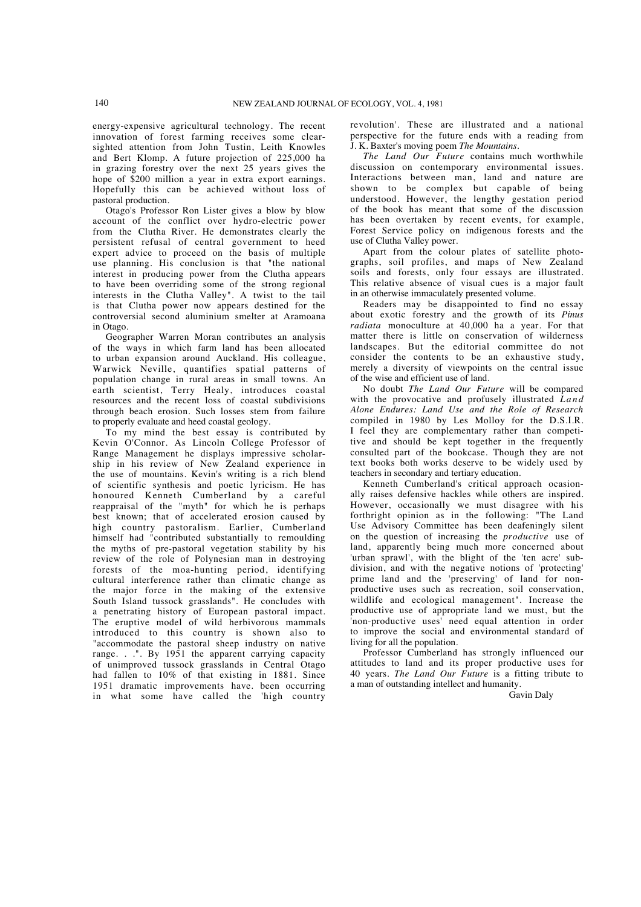energy-expensive agricultural technology. The recent innovation of forest farming receives some clear-sighted attention from John Tustin, Leith Knowles and Bert Klomp. A future projection of 225,000 ha in grazing forestry over the next 25 years gives the hope of $200 million a year in extra export earnings. Hopefully this can be achieved without loss of pastoral production.

Otago's Professor Ron Lister gives a blow by blow account of the conflict over hydro-electric power from the Clutha River. He demonstrates clearly the persistent refusal of central government to heed expert advice to proceed on the basis of multiple use planning. His conclusion is that "the national interest in producing power from the Clutha appears to have been overriding some of the strong regional interests in the Clutha Valley". A twist to the tail is that Clutha power now appears destined for the controversial second aluminium smelter at Aramoana in Otago.

Geographer Warren Moran contributes an analysis of the ways in which farm land has been allocated to urban expansion around Auckland. His colleague, Warwick Neville, quantifies spatial patterns of population change in rural areas in small towns. An earth scientist, Terry Healy, introduces coastal resources and the recent loss of coastal subdivisions through beach erosion. Such losses stem from failure to properly evaluate and heed coastal geology.

To my mind the best essay is contributed by Kevin O'Connor. As Lincoln College Professor of Range Management he displays impressive scholarship in his review of New Zealand experience in the use of mountains. Kevin's writing is a rich blend of scientific synthesis and poetic lyricism. He has honoured Kenneth Cumberland by a careful reappraisal of the "myth" for which he is perhaps best known; that of accelerated erosion caused by high country pastoralism. Earlier, Cumberland himself had "contributed substantially to remoulding the myths of pre-pastoral vegetation stability by his review of the role of Polynesian man in destroying forests of the moa-hunting period, identifying cultural interference rather than climatic change as the major force in the making of the extensive South Island tussock grasslands". He concludes with a penetrating history of European pastoral impact. The eruptive model of wild herbivorous mammals introduced to this country is shown also to "accommodate the pastoral sheep industry on native range. . .". By 1951 the apparent carrying capacity of unimproved tussock grasslands in Central Otago had fallen to 10% of that existing in 1881. Since 1951 dramatic improvements have. been occurring in what some have called the 'high country revolution'. These are illustrated and a national perspective for the future ends with a reading from J. K. Baxter's moving poem *The Mountains*.

*The Land Our Future* contains much worthwhile discussion on contemporary environmental issues. Interactions between man, land and nature are shown to be complex but capable of being understood. However, the lengthy gestation period of the book has meant that some of the discussion has been overtaken by recent events, for example, Forest Service policy on indigenous forests and the use of Clutha Valley power.

Apart from the colour plates of satellite photographs, soil profiles, and maps of New Zealand soils and forests, only four essays are illustrated. This relative absence of visual cues is a major fault in an otherwise immaculately presented volume.

Readers may be disappointed to find no essay about exotic forestry and the growth of its *Pinus radiata* monoculture at 40,000 ha a year. For that matter there is little on conservation of wilderness landscapes. But the editorial committee do not consider the contents to be an exhaustive study, merely a diversity of viewpoints on the central issue of the wise and efficient use of land.

No doubt *The Land Our Future* will be compared with the provocative and profusely illustrated *Land Alone Endures: Land Use and the Role of Research* compiled in 1980 by Les Molloy for the D.S.I.R. I feel they are complementary rather than competitive and should be kept together in the frequently consulted part of the bookcase. Though they are not text books both works deserve to be widely used by teachers in secondary and tertiary education.

Kenneth Cumberland's critical approach ocasionally raises defensive hackles while others are inspired. However, occasionally we must disagree with his forthright opinion as in the following: "The Land Use Advisory Committee has been deafeningly silent on the question of increasing the *productive* use of land, apparently being much more concerned about 'urban sprawl', with the blight of the 'ten acre' subdivision, and with the negative notions of 'protecting' prime land and the 'preserving' of land for non-productive uses such as recreation, soil conservation, wildlife and ecological management". Increase the productive use of appropriate land we must, but the 'non-productive uses' need equal attention in order to improve the social and environmental standard of living for all the population.

Professor Cumberland has strongly influenced our attitudes to land and its proper productive uses for 40 years. *The Land Our Future* is a fitting tribute to a man of outstanding intellect and humanity.

Gavin Daly